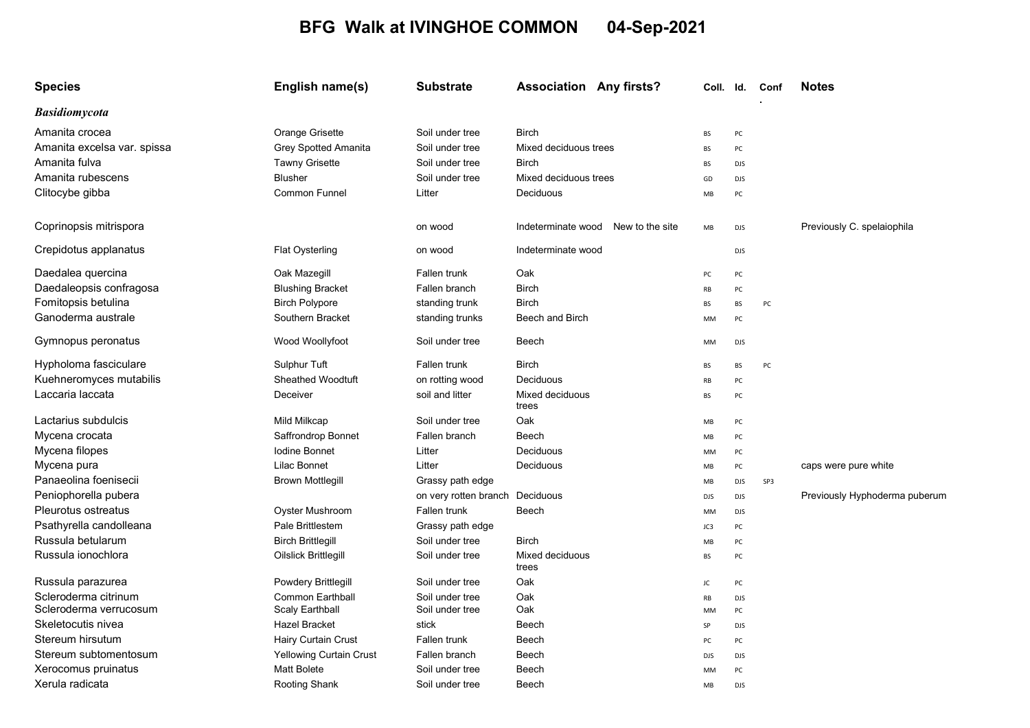# BFG Walk at IVINGHOE COMMON 04-Sep-2021

| Species | English name(s) | Substrate | Association | Any firsts? | Coll. | Id. | Conf. | Notes |
|---|---|---|---|---|---|---|---|---|
| ***Basidiomycota*** | | | | | | | | |
| Amanita crocea | Orange Grisette | Soil under tree | Birch | | BS | PC | | |
| Amanita excelsa var. spissa | Grey Spotted Amanita | Soil under tree | Mixed deciduous trees | | BS | PC | | |
| Amanita fulva | Tawny Grisette | Soil under tree | Birch | | BS | DJS | | |
| Amanita rubescens | Blusher | Soil under tree | Mixed deciduous trees | | GD | DJS | | |
| Clitocybe gibba | Common Funnel | Litter | Deciduous | | MB | PC | | |
| Coprinopsis mitrispora | | on wood | Indeterminate wood | New to the site | MB | DJS | | Previously C. spelaiophila |
| Crepidotus applanatus | Flat Oysterling | on wood | Indeterminate wood | | | DJS | | |
| Daedalea quercina | Oak Mazegill | Fallen trunk | Oak | | PC | PC | | |
| Daedaleopsis confragosa | Blushing Bracket | Fallen branch | Birch | | RB | PC | | |
| Fomitopsis betulina | Birch Polypore | standing trunk | Birch | | BS | BS | PC | |
| Ganoderma australe | Southern Bracket | standing trunks | Beech and Birch | | MM | PC | | |
| Gymnopus peronatus | Wood Woollyfoot | Soil under tree | Beech | | MM | DJS | | |
| Hypholoma fasciculare | Sulphur Tuft | Fallen trunk | Birch | | BS | BS | PC | |
| Kuehneromyces mutabilis | Sheathed Woodtuft | on rotting wood | Deciduous | | RB | PC | | |
| Laccaria laccata | Deceiver | soil and litter | Mixed deciduous trees | | BS | PC | | |
| Lactarius subdulcis | Mild Milkcap | Soil under tree | Oak | | MB | PC | | |
| Mycena crocata | Saffrondrop Bonnet | Fallen branch | Beech | | MB | PC | | |
| Mycena filopes | Iodine Bonnet | Litter | Deciduous | | MM | PC | | |
| Mycena pura | Lilac Bonnet | Litter | Deciduous | | MB | PC | | caps were pure white |
| Panaeolina foenisecii | Brown Mottlegill | Grassy path edge | | | MB | DJS | SP3 | |
| Peniophorella pubera | | on very rotten branch | Deciduous | | DJS | DJS | | Previously Hyphoderma puberum |
| Pleurotus ostreatus | Oyster Mushroom | Fallen trunk | Beech | | MM | DJS | | |
| Psathyrella candolleana | Pale Brittlestem | Grassy path edge | | | JC3 | PC | | |
| Russula betularum | Birch Brittlegill | Soil under tree | Birch | | MB | PC | | |
| Russula ionochlora | Oilslick Brittlegill | Soil under tree | Mixed deciduous trees | | BS | PC | | |
| Russula parazurea | Powdery Brittlegill | Soil under tree | Oak | | JC | PC | | |
| Scleroderma citrinum | Common Earthball | Soil under tree | Oak | | RB | DJS | | |
| Scleroderma verrucosum | Scaly Earthball | Soil under tree | Oak | | MM | PC | | |
| Skeletocutis nivea | Hazel Bracket | stick | Beech | | SP | DJS | | |
| Stereum hirsutum | Hairy Curtain Crust | Fallen trunk | Beech | | PC | PC | | |
| Stereum subtomentosum | Yellowing Curtain Crust | Fallen branch | Beech | | DJS | DJS | | |
| Xerocomus pruinatus | Matt Bolete | Soil under tree | Beech | | MM | PC | | |
| Xerula radicata | Rooting Shank | Soil under tree | Beech | | MB | DJS | | |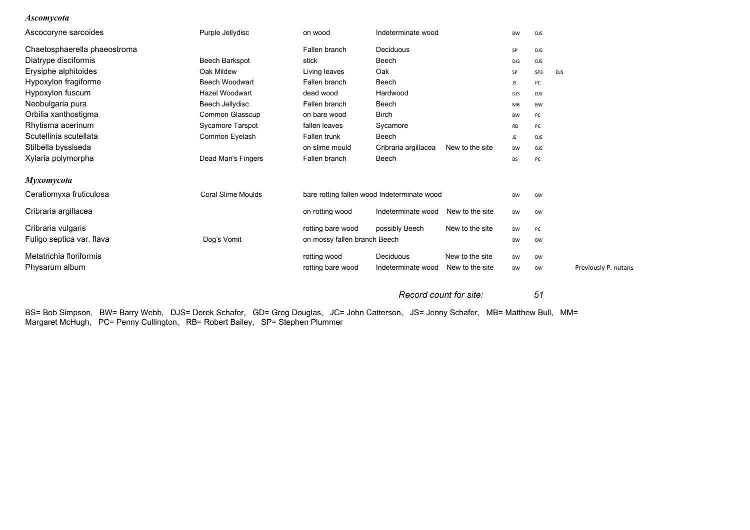### *Ascomycota*

| | | | | | | | | |
|---|---|---|---|---|---|---|---|---|
| Ascocoryne sarcoides | Purple Jellydisc | on wood | Indeterminate wood | | BW | DJS | | |
| Chaetosphaerella phaeostroma | | Fallen branch | Deciduous | | SP | DJS | | |
| Diatrype disciformis | Beech Barkspot | stick | Beech | | DJS | DJS | | |
| Erysiphe alphitoides | Oak Mildew | Living leaves | Oak | | SP | SP3 | DJS | |
| Hypoxylon fragiforme | Beech Woodwart | Fallen branch | Beech | | JS | PC | | |
| Hypoxylon fuscum | Hazel Woodwart | dead wood | Hardwood | | DJS | DJS | | |
| Neobulgaria pura | Beech Jellydisc | Fallen branch | Beech | | MB | BW | | |
| Orbilia xanthostigma | Common Glasscup | on bare wood | Birch | | BW | PC | | |
| Rhytisma acerinum | Sycamore Tarspot | fallen leaves | Sycamore | | RB | PC | | |
| Scutellinia scutellata | Common Eyelash | Fallen trunk | Beech | | JS | DJS | | |
| Stilbella byssiseda | | on slime mould | Cribraria argillacea | New to the site | BW | DJS | | |
| Xylaria polymorpha | Dead Man's Fingers | Fallen branch | Beech | | BS | PC | | |

### *Myxomycota*

| | | | | | | | | |
|---|---|---|---|---|---|---|---|---|
| Ceratiomyxa fruticulosa | Coral Slime Moulds | bare rotting fallen wood | Indeterminate wood | | BW | BW | | |
| Cribraria argillacea | | on rotting wood | Indeterminate wood | New to the site | BW | BW | | |
| Cribraria vulgaris | | rotting bare wood | possibly Beech | New to the site | BW | PC | | |
| Fuligo septica var. flava | Dog's Vomit | on mossy fallen branch | Beech | | BW | BW | | |
| Metatrichia floriformis | | rotting wood | Deciduous | New to the site | BW | BW | | |
| Physarum album | | rotting bare wood | Indeterminate wood | New to the site | BW | BW | | Previously P. nutans |

*Record count for site:* 51

BS= Bob Simpson, BW= Barry Webb, DJS= Derek Schafer, GD= Greg Douglas, JC= John Catterson, JS= Jenny Schafer, MB= Matthew Bull, MM= Margaret McHugh, PC= Penny Cullington, RB= Robert Bailey, SP= Stephen Plummer